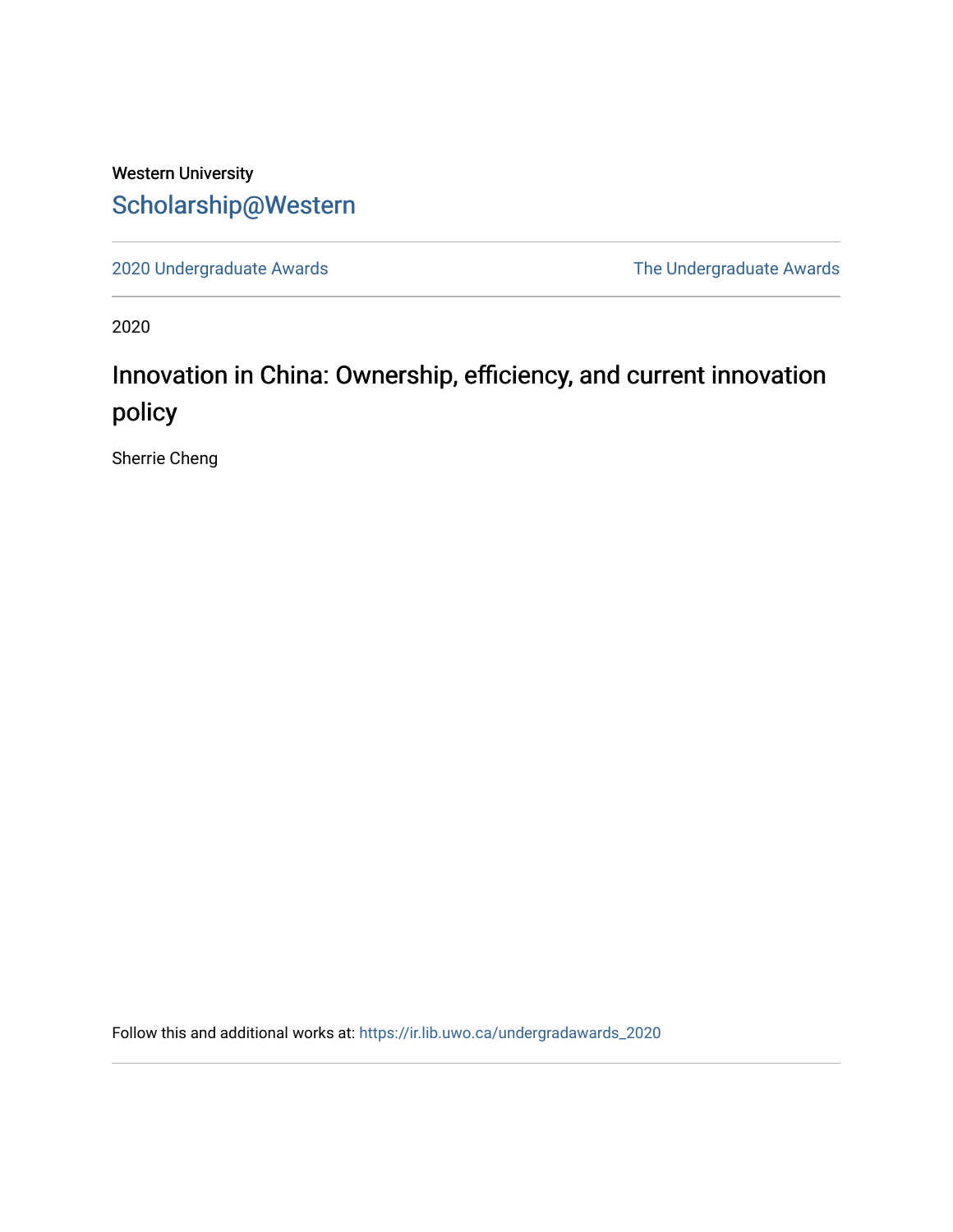Western University

# Scholarship@Western

2020 Undergraduate Awards

The Undergraduate Awards

2020

## Innovation in China: Ownership, efficiency, and current innovation policy

Sherrie Cheng

Follow this and additional works at: https://ir.lib.uwo.ca/undergradawards_2020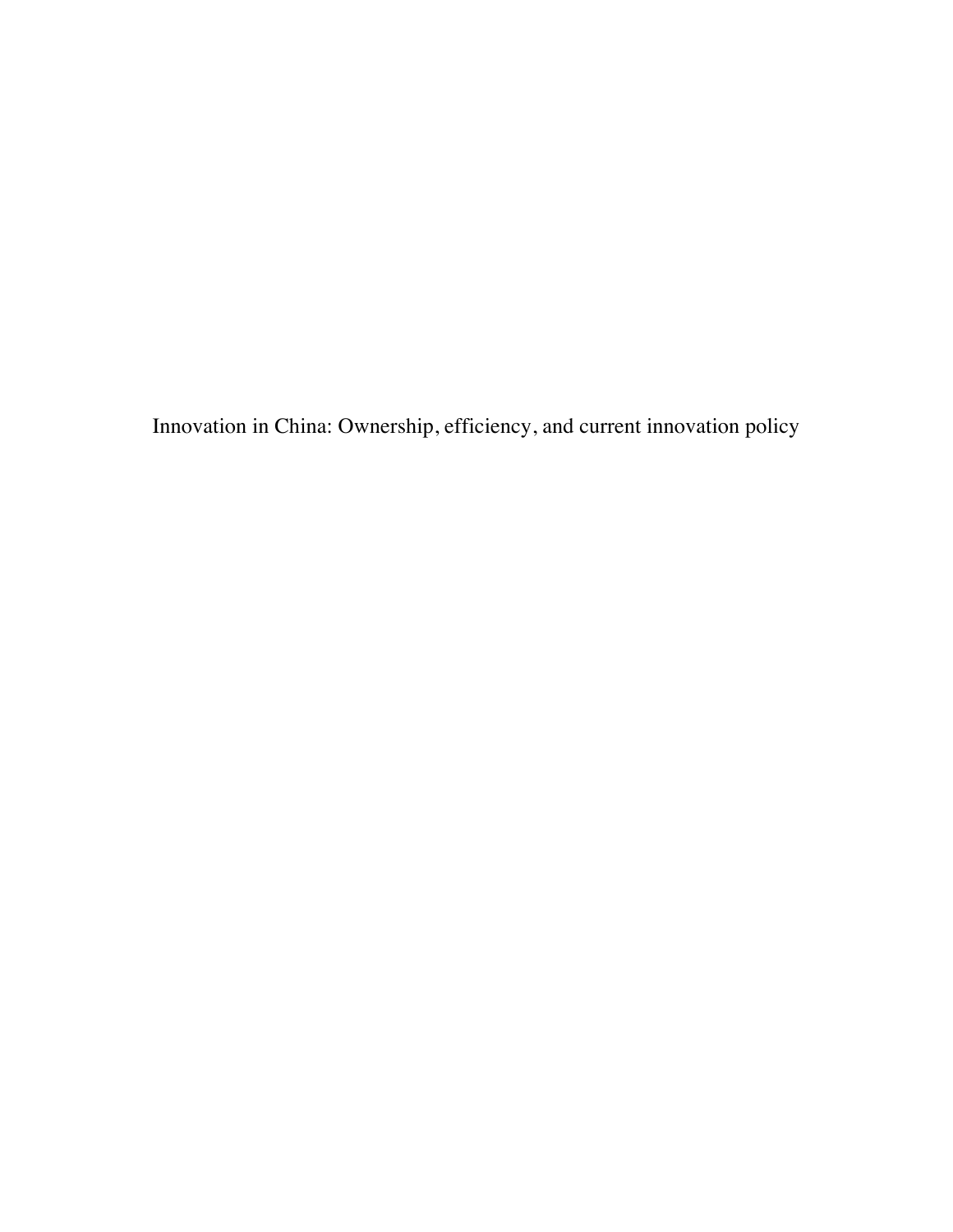# Innovation in China: Ownership, efficiency, and current innovation policy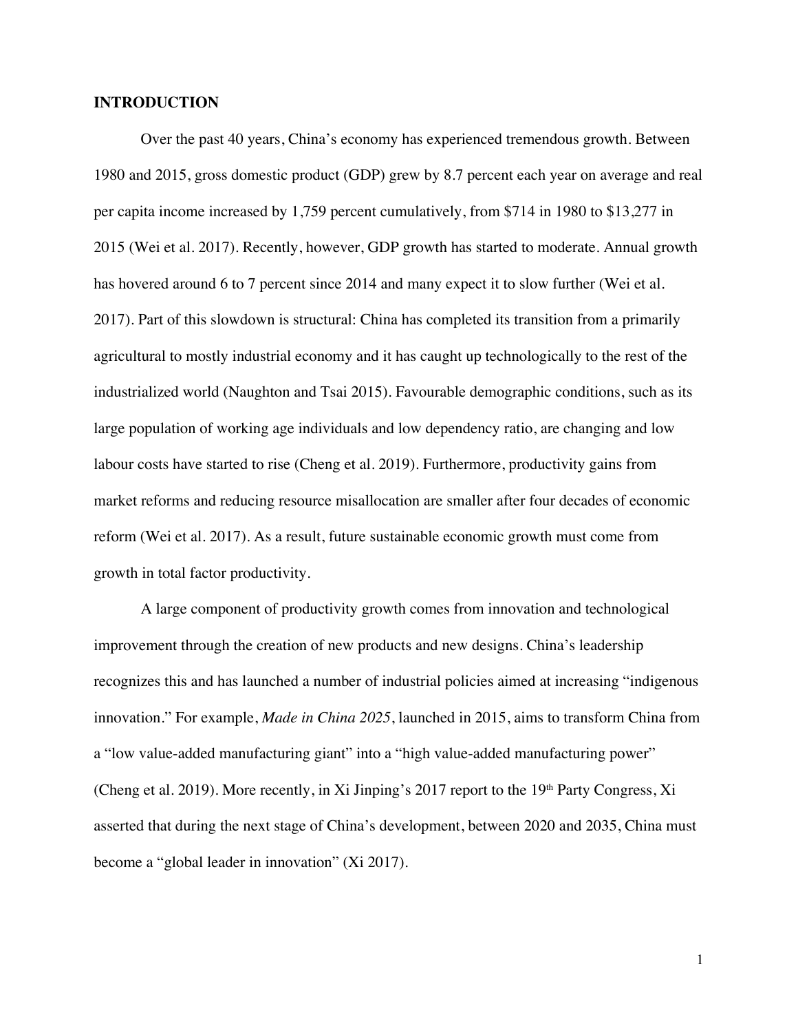## INTRODUCTION

Over the past 40 years, China's economy has experienced tremendous growth. Between 1980 and 2015, gross domestic product (GDP) grew by 8.7 percent each year on average and real per capita income increased by 1,759 percent cumulatively, from $714 in 1980 to $13,277 in 2015 (Wei et al. 2017). Recently, however, GDP growth has started to moderate. Annual growth has hovered around 6 to 7 percent since 2014 and many expect it to slow further (Wei et al. 2017). Part of this slowdown is structural: China has completed its transition from a primarily agricultural to mostly industrial economy and it has caught up technologically to the rest of the industrialized world (Naughton and Tsai 2015). Favourable demographic conditions, such as its large population of working age individuals and low dependency ratio, are changing and low labour costs have started to rise (Cheng et al. 2019). Furthermore, productivity gains from market reforms and reducing resource misallocation are smaller after four decades of economic reform (Wei et al. 2017). As a result, future sustainable economic growth must come from growth in total factor productivity.

A large component of productivity growth comes from innovation and technological improvement through the creation of new products and new designs. China's leadership recognizes this and has launched a number of industrial policies aimed at increasing "indigenous innovation." For example, *Made in China 2025*, launched in 2015, aims to transform China from a "low value-added manufacturing giant" into a "high value-added manufacturing power" (Cheng et al. 2019). More recently, in Xi Jinping's 2017 report to the 19th Party Congress, Xi asserted that during the next stage of China's development, between 2020 and 2035, China must become a "global leader in innovation" (Xi 2017).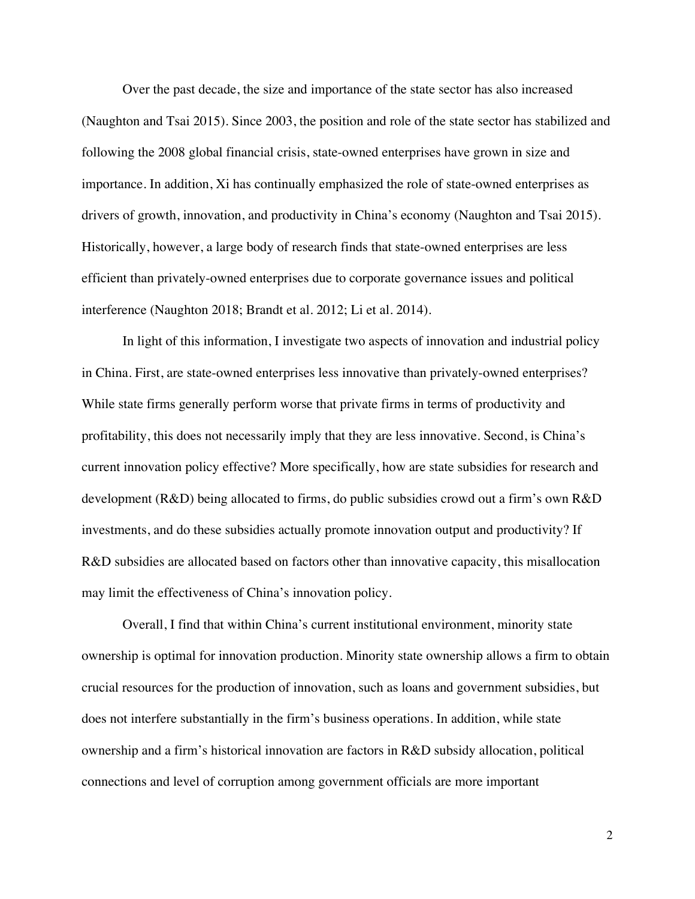Over the past decade, the size and importance of the state sector has also increased (Naughton and Tsai 2015). Since 2003, the position and role of the state sector has stabilized and following the 2008 global financial crisis, state-owned enterprises have grown in size and importance. In addition, Xi has continually emphasized the role of state-owned enterprises as drivers of growth, innovation, and productivity in China's economy (Naughton and Tsai 2015). Historically, however, a large body of research finds that state-owned enterprises are less efficient than privately-owned enterprises due to corporate governance issues and political interference (Naughton 2018; Brandt et al. 2012; Li et al. 2014).

In light of this information, I investigate two aspects of innovation and industrial policy in China. First, are state-owned enterprises less innovative than privately-owned enterprises? While state firms generally perform worse that private firms in terms of productivity and profitability, this does not necessarily imply that they are less innovative. Second, is China's current innovation policy effective? More specifically, how are state subsidies for research and development (R&D) being allocated to firms, do public subsidies crowd out a firm's own R&D investments, and do these subsidies actually promote innovation output and productivity? If R&D subsidies are allocated based on factors other than innovative capacity, this misallocation may limit the effectiveness of China's innovation policy.

Overall, I find that within China's current institutional environment, minority state ownership is optimal for innovation production. Minority state ownership allows a firm to obtain crucial resources for the production of innovation, such as loans and government subsidies, but does not interfere substantially in the firm's business operations. In addition, while state ownership and a firm's historical innovation are factors in R&D subsidy allocation, political connections and level of corruption among government officials are more important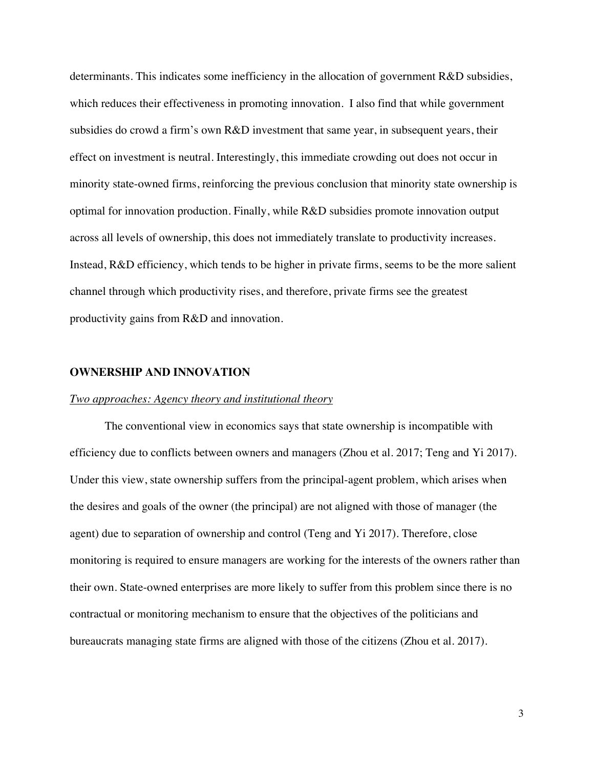determinants. This indicates some inefficiency in the allocation of government R&D subsidies, which reduces their effectiveness in promoting innovation. I also find that while government subsidies do crowd a firm's own R&D investment that same year, in subsequent years, their effect on investment is neutral. Interestingly, this immediate crowding out does not occur in minority state-owned firms, reinforcing the previous conclusion that minority state ownership is optimal for innovation production. Finally, while R&D subsidies promote innovation output across all levels of ownership, this does not immediately translate to productivity increases. Instead, R&D efficiency, which tends to be higher in private firms, seems to be the more salient channel through which productivity rises, and therefore, private firms see the greatest productivity gains from R&D and innovation.

## OWNERSHIP AND INNOVATION

### *Two approaches: Agency theory and institutional theory*

The conventional view in economics says that state ownership is incompatible with efficiency due to conflicts between owners and managers (Zhou et al. 2017; Teng and Yi 2017). Under this view, state ownership suffers from the principal-agent problem, which arises when the desires and goals of the owner (the principal) are not aligned with those of manager (the agent) due to separation of ownership and control (Teng and Yi 2017). Therefore, close monitoring is required to ensure managers are working for the interests of the owners rather than their own. State-owned enterprises are more likely to suffer from this problem since there is no contractual or monitoring mechanism to ensure that the objectives of the politicians and bureaucrats managing state firms are aligned with those of the citizens (Zhou et al. 2017).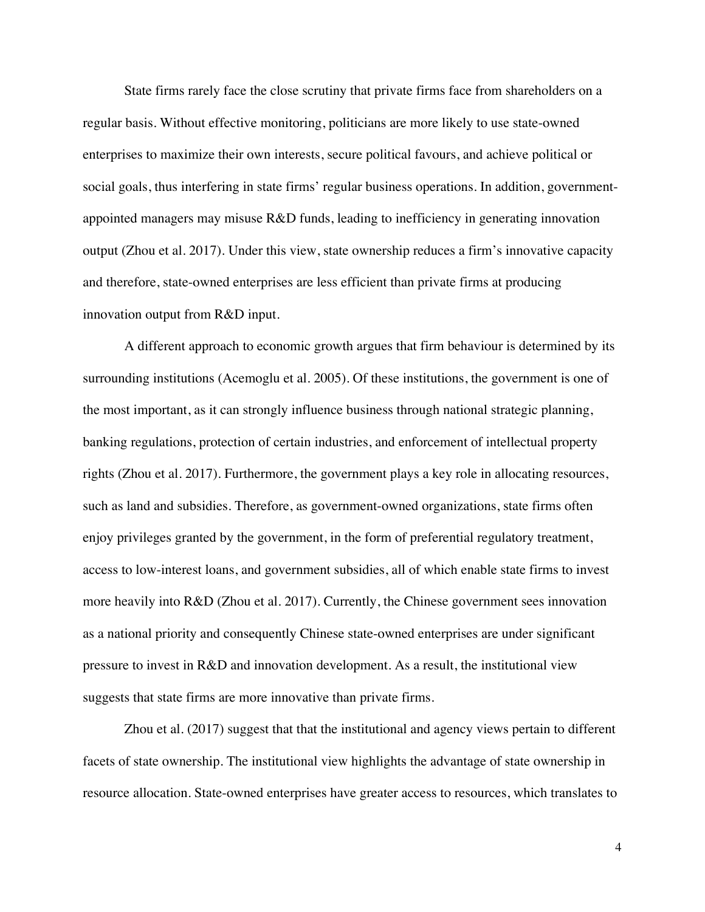State firms rarely face the close scrutiny that private firms face from shareholders on a regular basis. Without effective monitoring, politicians are more likely to use state-owned enterprises to maximize their own interests, secure political favours, and achieve political or social goals, thus interfering in state firms' regular business operations. In addition, government-appointed managers may misuse R&D funds, leading to inefficiency in generating innovation output (Zhou et al. 2017). Under this view, state ownership reduces a firm's innovative capacity and therefore, state-owned enterprises are less efficient than private firms at producing innovation output from R&D input.

A different approach to economic growth argues that firm behaviour is determined by its surrounding institutions (Acemoglu et al. 2005). Of these institutions, the government is one of the most important, as it can strongly influence business through national strategic planning, banking regulations, protection of certain industries, and enforcement of intellectual property rights (Zhou et al. 2017). Furthermore, the government plays a key role in allocating resources, such as land and subsidies. Therefore, as government-owned organizations, state firms often enjoy privileges granted by the government, in the form of preferential regulatory treatment, access to low-interest loans, and government subsidies, all of which enable state firms to invest more heavily into R&D (Zhou et al. 2017). Currently, the Chinese government sees innovation as a national priority and consequently Chinese state-owned enterprises are under significant pressure to invest in R&D and innovation development. As a result, the institutional view suggests that state firms are more innovative than private firms.

Zhou et al. (2017) suggest that that the institutional and agency views pertain to different facets of state ownership. The institutional view highlights the advantage of state ownership in resource allocation. State-owned enterprises have greater access to resources, which translates to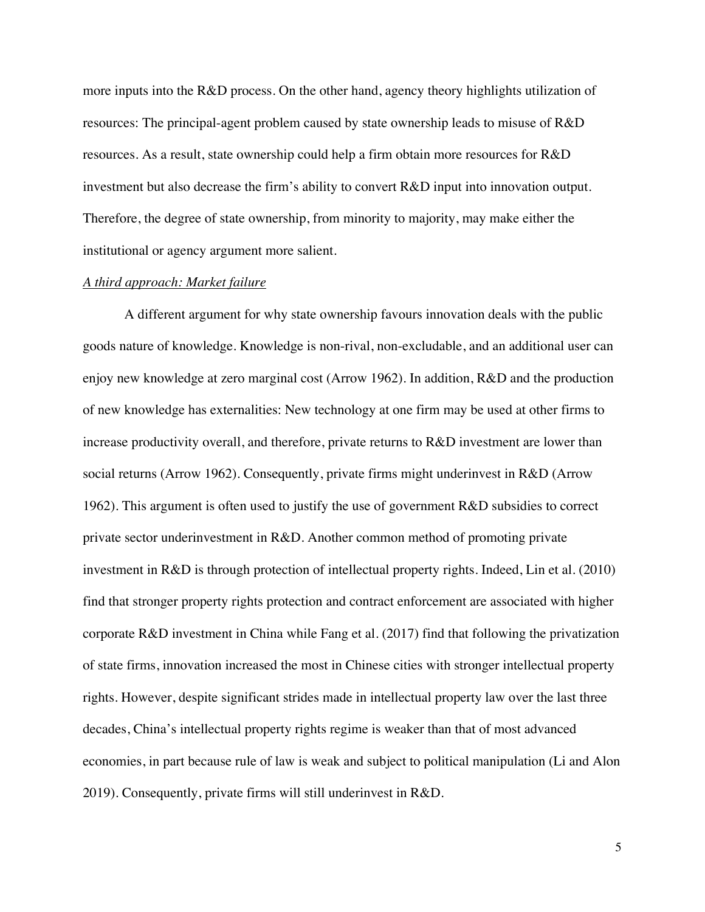more inputs into the R&D process. On the other hand, agency theory highlights utilization of resources: The principal-agent problem caused by state ownership leads to misuse of R&D resources. As a result, state ownership could help a firm obtain more resources for R&D investment but also decrease the firm's ability to convert R&D input into innovation output. Therefore, the degree of state ownership, from minority to majority, may make either the institutional or agency argument more salient.

### *A third approach: Market failure*

A different argument for why state ownership favours innovation deals with the public goods nature of knowledge. Knowledge is non-rival, non-excludable, and an additional user can enjoy new knowledge at zero marginal cost (Arrow 1962). In addition, R&D and the production of new knowledge has externalities: New technology at one firm may be used at other firms to increase productivity overall, and therefore, private returns to R&D investment are lower than social returns (Arrow 1962). Consequently, private firms might underinvest in R&D (Arrow 1962). This argument is often used to justify the use of government R&D subsidies to correct private sector underinvestment in R&D. Another common method of promoting private investment in R&D is through protection of intellectual property rights. Indeed, Lin et al. (2010) find that stronger property rights protection and contract enforcement are associated with higher corporate R&D investment in China while Fang et al. (2017) find that following the privatization of state firms, innovation increased the most in Chinese cities with stronger intellectual property rights. However, despite significant strides made in intellectual property law over the last three decades, China's intellectual property rights regime is weaker than that of most advanced economies, in part because rule of law is weak and subject to political manipulation (Li and Alon 2019). Consequently, private firms will still underinvest in R&D.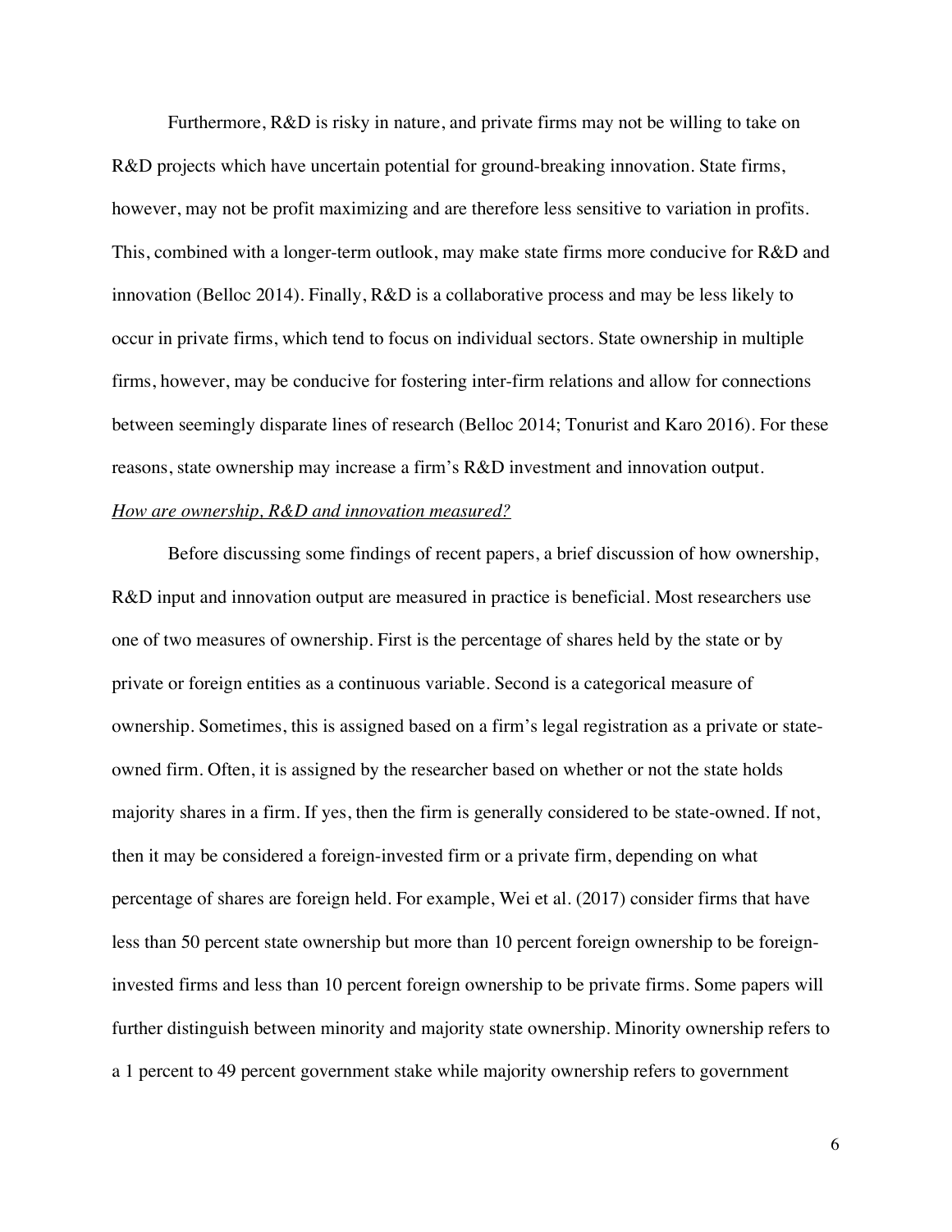Furthermore, R&D is risky in nature, and private firms may not be willing to take on R&D projects which have uncertain potential for ground-breaking innovation. State firms, however, may not be profit maximizing and are therefore less sensitive to variation in profits. This, combined with a longer-term outlook, may make state firms more conducive for R&D and innovation (Belloc 2014). Finally, R&D is a collaborative process and may be less likely to occur in private firms, which tend to focus on individual sectors. State ownership in multiple firms, however, may be conducive for fostering inter-firm relations and allow for connections between seemingly disparate lines of research (Belloc 2014; Tonurist and Karo 2016). For these reasons, state ownership may increase a firm's R&D investment and innovation output.

*How are ownership, R&D and innovation measured?*

Before discussing some findings of recent papers, a brief discussion of how ownership, R&D input and innovation output are measured in practice is beneficial. Most researchers use one of two measures of ownership. First is the percentage of shares held by the state or by private or foreign entities as a continuous variable. Second is a categorical measure of ownership. Sometimes, this is assigned based on a firm's legal registration as a private or state-owned firm. Often, it is assigned by the researcher based on whether or not the state holds majority shares in a firm. If yes, then the firm is generally considered to be state-owned. If not, then it may be considered a foreign-invested firm or a private firm, depending on what percentage of shares are foreign held. For example, Wei et al. (2017) consider firms that have less than 50 percent state ownership but more than 10 percent foreign ownership to be foreign-invested firms and less than 10 percent foreign ownership to be private firms. Some papers will further distinguish between minority and majority state ownership. Minority ownership refers to a 1 percent to 49 percent government stake while majority ownership refers to government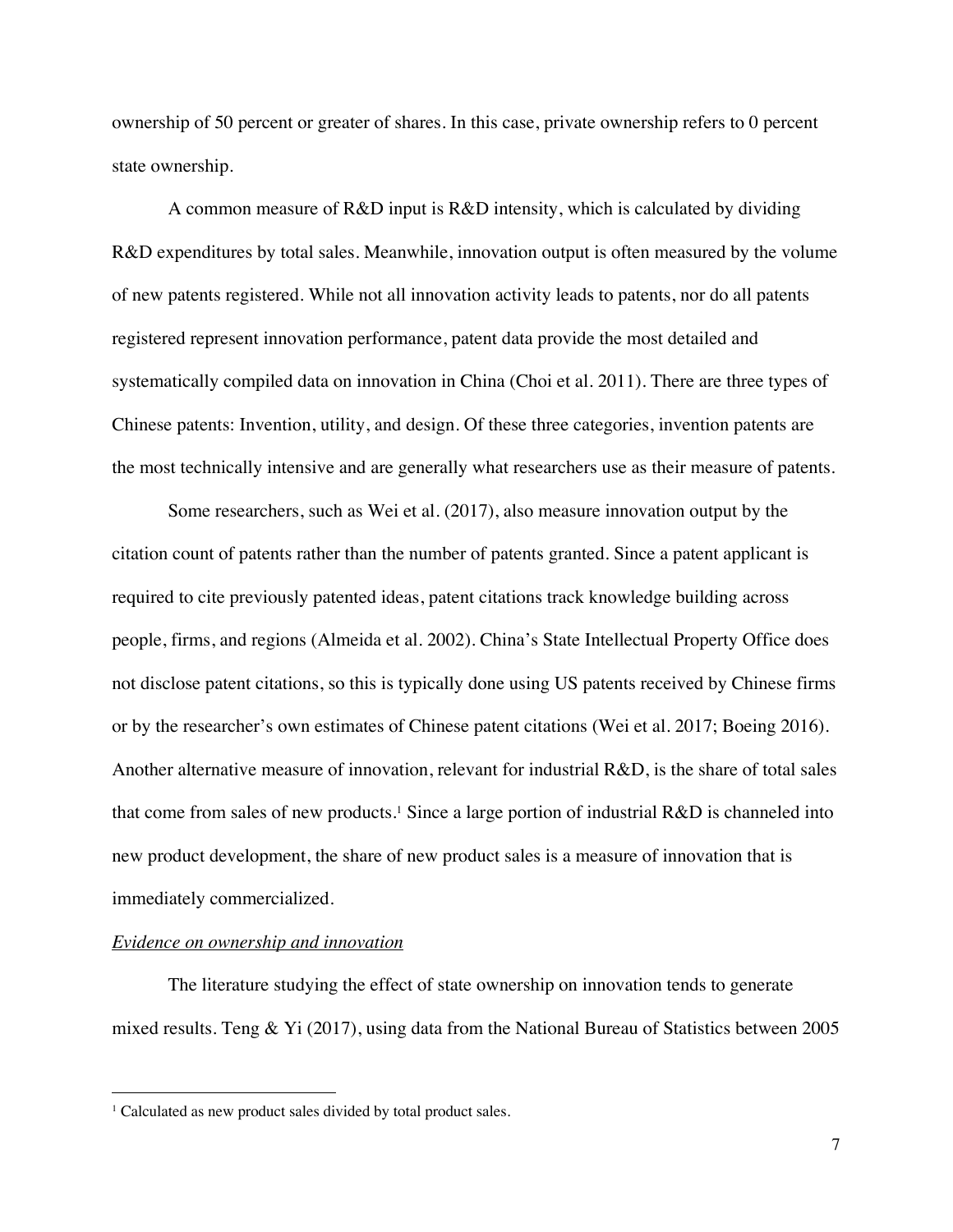ownership of 50 percent or greater of shares. In this case, private ownership refers to 0 percent state ownership.

A common measure of R&D input is R&D intensity, which is calculated by dividing R&D expenditures by total sales. Meanwhile, innovation output is often measured by the volume of new patents registered. While not all innovation activity leads to patents, nor do all patents registered represent innovation performance, patent data provide the most detailed and systematically compiled data on innovation in China (Choi et al. 2011). There are three types of Chinese patents: Invention, utility, and design. Of these three categories, invention patents are the most technically intensive and are generally what researchers use as their measure of patents.

Some researchers, such as Wei et al. (2017), also measure innovation output by the citation count of patents rather than the number of patents granted. Since a patent applicant is required to cite previously patented ideas, patent citations track knowledge building across people, firms, and regions (Almeida et al. 2002). China's State Intellectual Property Office does not disclose patent citations, so this is typically done using US patents received by Chinese firms or by the researcher's own estimates of Chinese patent citations (Wei et al. 2017; Boeing 2016). Another alternative measure of innovation, relevant for industrial R&D, is the share of total sales that come from sales of new products.[1] Since a large portion of industrial R&D is channeled into new product development, the share of new product sales is a measure of innovation that is immediately commercialized.

*Evidence on ownership and innovation*

The literature studying the effect of state ownership on innovation tends to generate mixed results. Teng & Yi (2017), using data from the National Bureau of Statistics between 2005

[1] Calculated as new product sales divided by total product sales.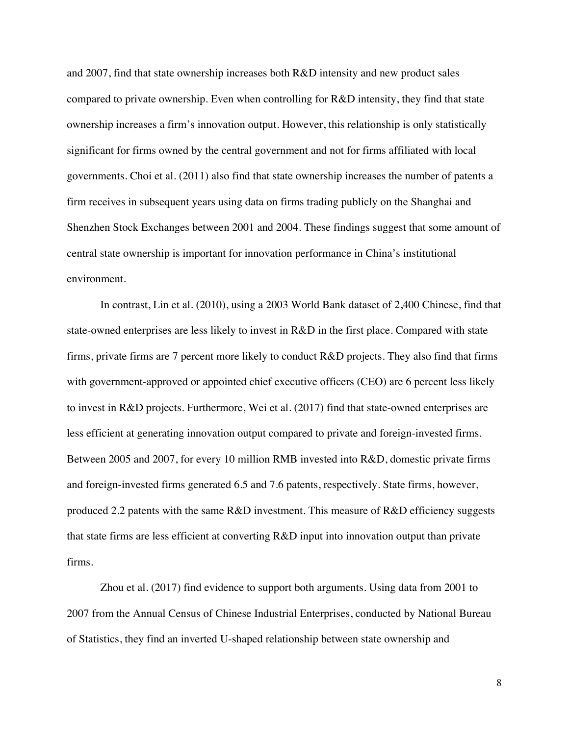and 2007, find that state ownership increases both R&D intensity and new product sales compared to private ownership. Even when controlling for R&D intensity, they find that state ownership increases a firm's innovation output. However, this relationship is only statistically significant for firms owned by the central government and not for firms affiliated with local governments. Choi et al. (2011) also find that state ownership increases the number of patents a firm receives in subsequent years using data on firms trading publicly on the Shanghai and Shenzhen Stock Exchanges between 2001 and 2004. These findings suggest that some amount of central state ownership is important for innovation performance in China's institutional environment.

In contrast, Lin et al. (2010), using a 2003 World Bank dataset of 2,400 Chinese, find that state-owned enterprises are less likely to invest in R&D in the first place. Compared with state firms, private firms are 7 percent more likely to conduct R&D projects. They also find that firms with government-approved or appointed chief executive officers (CEO) are 6 percent less likely to invest in R&D projects. Furthermore, Wei et al. (2017) find that state-owned enterprises are less efficient at generating innovation output compared to private and foreign-invested firms. Between 2005 and 2007, for every 10 million RMB invested into R&D, domestic private firms and foreign-invested firms generated 6.5 and 7.6 patents, respectively. State firms, however, produced 2.2 patents with the same R&D investment. This measure of R&D efficiency suggests that state firms are less efficient at converting R&D input into innovation output than private firms.

Zhou et al. (2017) find evidence to support both arguments. Using data from 2001 to 2007 from the Annual Census of Chinese Industrial Enterprises, conducted by National Bureau of Statistics, they find an inverted U-shaped relationship between state ownership and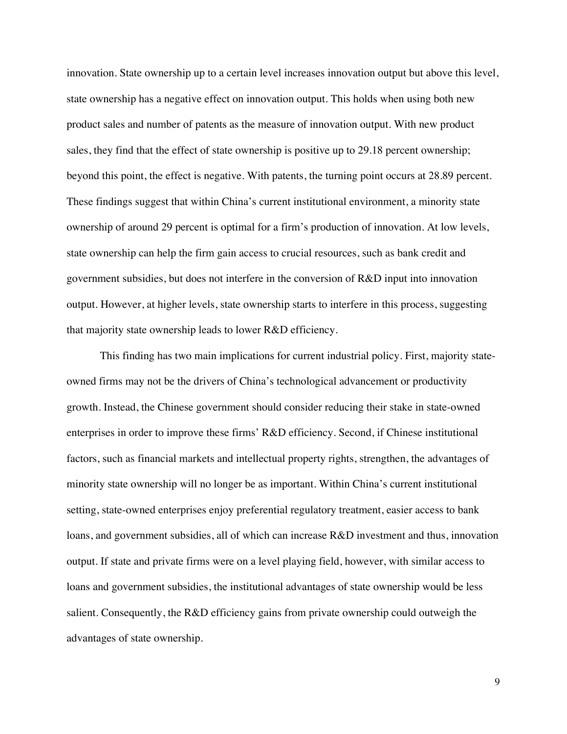innovation. State ownership up to a certain level increases innovation output but above this level, state ownership has a negative effect on innovation output. This holds when using both new product sales and number of patents as the measure of innovation output. With new product sales, they find that the effect of state ownership is positive up to 29.18 percent ownership; beyond this point, the effect is negative. With patents, the turning point occurs at 28.89 percent. These findings suggest that within China's current institutional environment, a minority state ownership of around 29 percent is optimal for a firm's production of innovation. At low levels, state ownership can help the firm gain access to crucial resources, such as bank credit and government subsidies, but does not interfere in the conversion of R&D input into innovation output. However, at higher levels, state ownership starts to interfere in this process, suggesting that majority state ownership leads to lower R&D efficiency.

This finding has two main implications for current industrial policy. First, majority state-owned firms may not be the drivers of China's technological advancement or productivity growth. Instead, the Chinese government should consider reducing their stake in state-owned enterprises in order to improve these firms' R&D efficiency. Second, if Chinese institutional factors, such as financial markets and intellectual property rights, strengthen, the advantages of minority state ownership will no longer be as important. Within China's current institutional setting, state-owned enterprises enjoy preferential regulatory treatment, easier access to bank loans, and government subsidies, all of which can increase R&D investment and thus, innovation output. If state and private firms were on a level playing field, however, with similar access to loans and government subsidies, the institutional advantages of state ownership would be less salient. Consequently, the R&D efficiency gains from private ownership could outweigh the advantages of state ownership.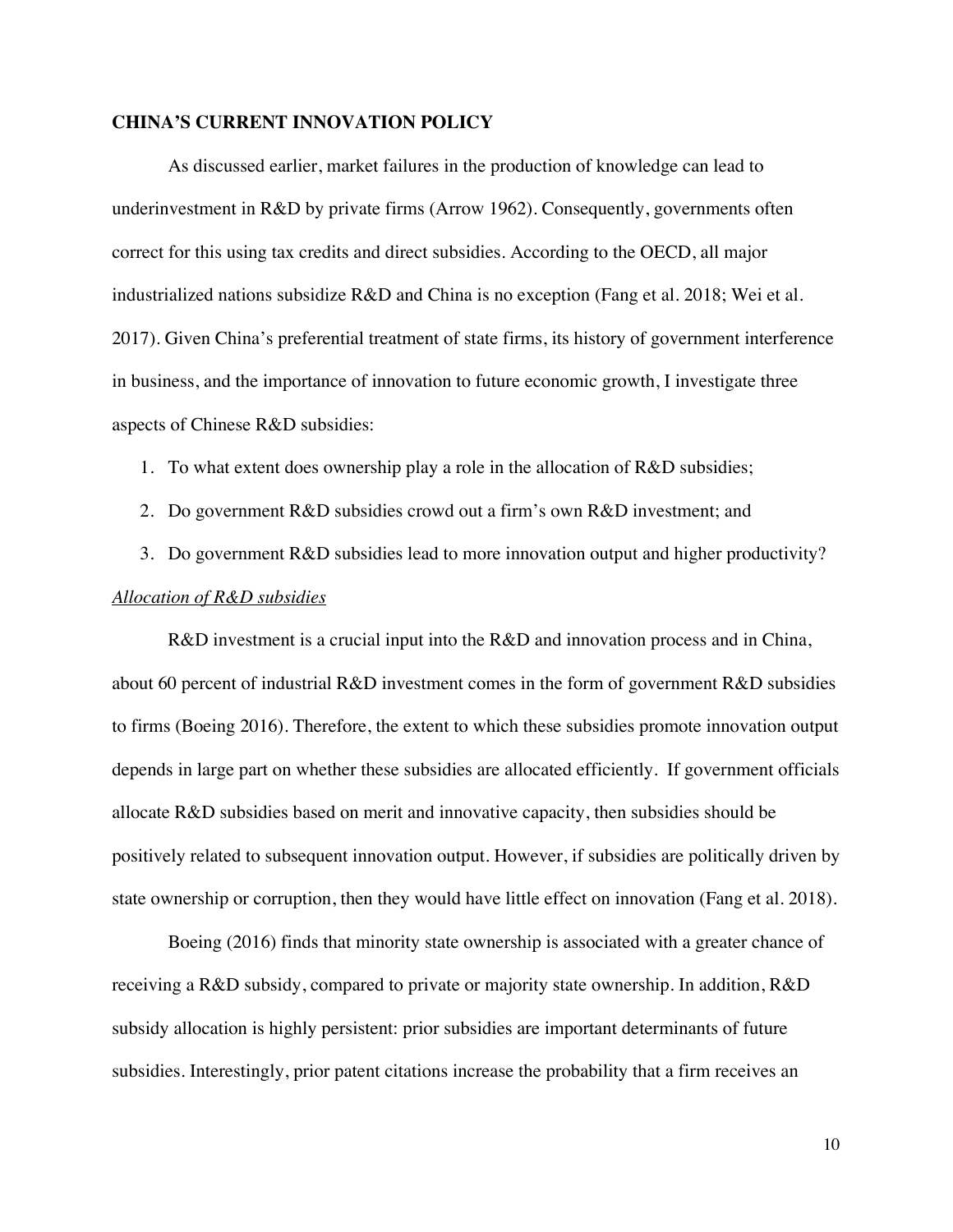## CHINA'S CURRENT INNOVATION POLICY

As discussed earlier, market failures in the production of knowledge can lead to underinvestment in R&D by private firms (Arrow 1962). Consequently, governments often correct for this using tax credits and direct subsidies. According to the OECD, all major industrialized nations subsidize R&D and China is no exception (Fang et al. 2018; Wei et al. 2017). Given China's preferential treatment of state firms, its history of government interference in business, and the importance of innovation to future economic growth, I investigate three aspects of Chinese R&D subsidies:

1. To what extent does ownership play a role in the allocation of R&D subsidies;
2. Do government R&D subsidies crowd out a firm's own R&D investment; and
3. Do government R&D subsidies lead to more innovation output and higher productivity?

### *Allocation of R&D subsidies*

R&D investment is a crucial input into the R&D and innovation process and in China, about 60 percent of industrial R&D investment comes in the form of government R&D subsidies to firms (Boeing 2016). Therefore, the extent to which these subsidies promote innovation output depends in large part on whether these subsidies are allocated efficiently. If government officials allocate R&D subsidies based on merit and innovative capacity, then subsidies should be positively related to subsequent innovation output. However, if subsidies are politically driven by state ownership or corruption, then they would have little effect on innovation (Fang et al. 2018).

Boeing (2016) finds that minority state ownership is associated with a greater chance of receiving a R&D subsidy, compared to private or majority state ownership. In addition, R&D subsidy allocation is highly persistent: prior subsidies are important determinants of future subsidies. Interestingly, prior patent citations increase the probability that a firm receives an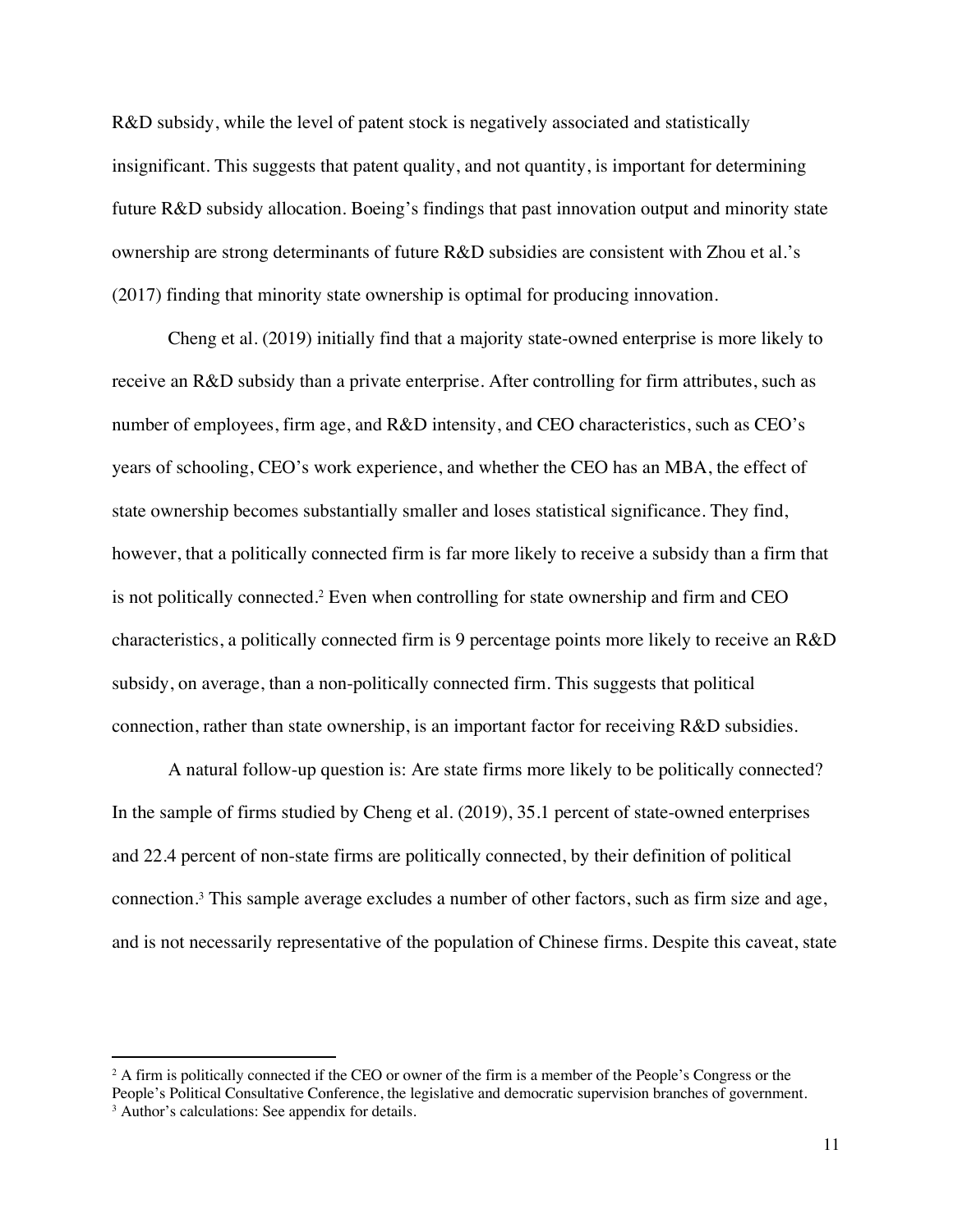R&D subsidy, while the level of patent stock is negatively associated and statistically insignificant. This suggests that patent quality, and not quantity, is important for determining future R&D subsidy allocation. Boeing's findings that past innovation output and minority state ownership are strong determinants of future R&D subsidies are consistent with Zhou et al.'s (2017) finding that minority state ownership is optimal for producing innovation.

Cheng et al. (2019) initially find that a majority state-owned enterprise is more likely to receive an R&D subsidy than a private enterprise. After controlling for firm attributes, such as number of employees, firm age, and R&D intensity, and CEO characteristics, such as CEO's years of schooling, CEO's work experience, and whether the CEO has an MBA, the effect of state ownership becomes substantially smaller and loses statistical significance. They find, however, that a politically connected firm is far more likely to receive a subsidy than a firm that is not politically connected.[2] Even when controlling for state ownership and firm and CEO characteristics, a politically connected firm is 9 percentage points more likely to receive an R&D subsidy, on average, than a non-politically connected firm. This suggests that political connection, rather than state ownership, is an important factor for receiving R&D subsidies.

A natural follow-up question is: Are state firms more likely to be politically connected? In the sample of firms studied by Cheng et al. (2019), 35.1 percent of state-owned enterprises and 22.4 percent of non-state firms are politically connected, by their definition of political connection.[3] This sample average excludes a number of other factors, such as firm size and age, and is not necessarily representative of the population of Chinese firms. Despite this caveat, state

---

[2] A firm is politically connected if the CEO or owner of the firm is a member of the People's Congress or the People's Political Consultative Conference, the legislative and democratic supervision branches of government.

[3] Author's calculations: See appendix for details.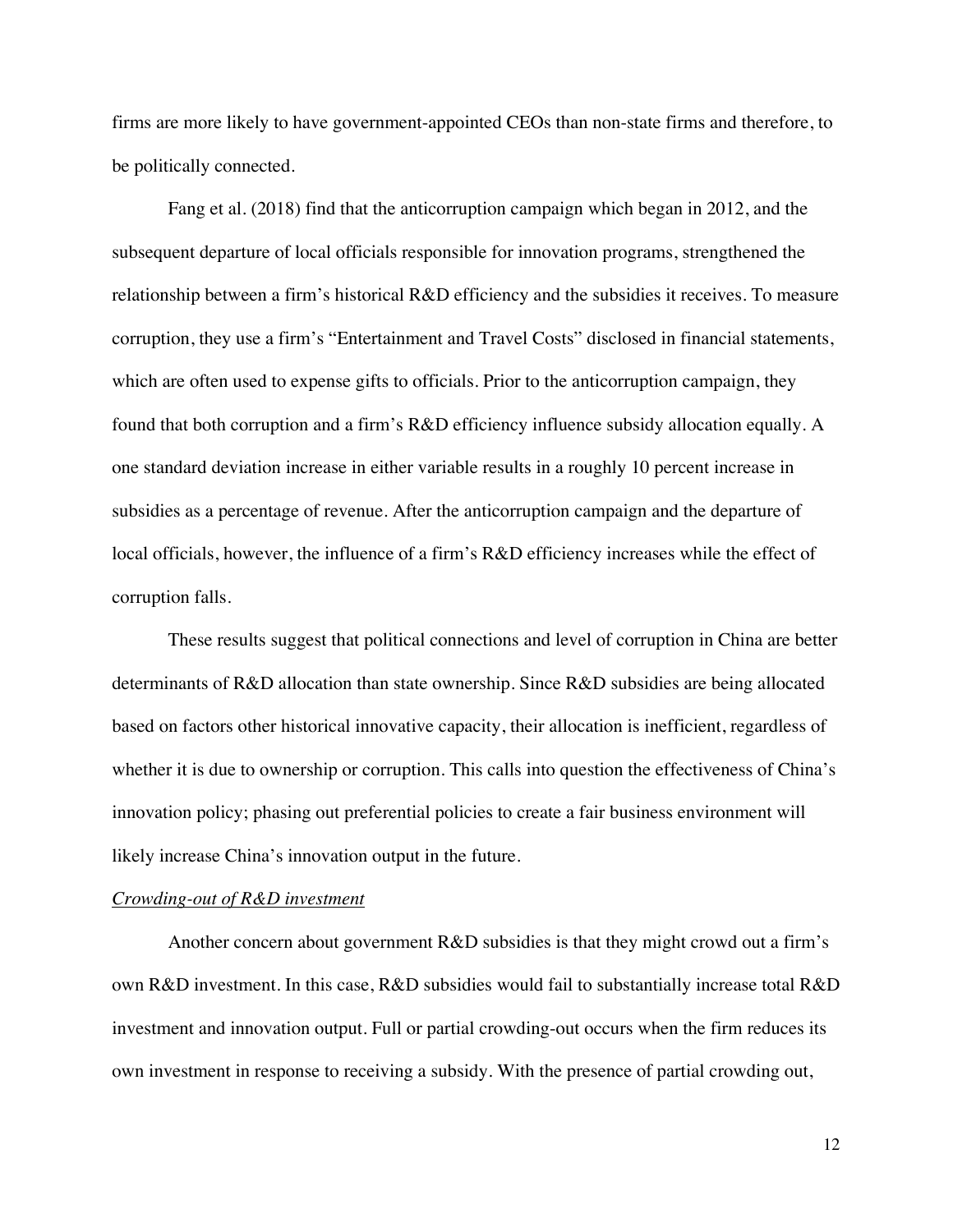firms are more likely to have government-appointed CEOs than non-state firms and therefore, to be politically connected.

Fang et al. (2018) find that the anticorruption campaign which began in 2012, and the subsequent departure of local officials responsible for innovation programs, strengthened the relationship between a firm's historical R&D efficiency and the subsidies it receives. To measure corruption, they use a firm's "Entertainment and Travel Costs" disclosed in financial statements, which are often used to expense gifts to officials. Prior to the anticorruption campaign, they found that both corruption and a firm's R&D efficiency influence subsidy allocation equally. A one standard deviation increase in either variable results in a roughly 10 percent increase in subsidies as a percentage of revenue. After the anticorruption campaign and the departure of local officials, however, the influence of a firm's R&D efficiency increases while the effect of corruption falls.

These results suggest that political connections and level of corruption in China are better determinants of R&D allocation than state ownership. Since R&D subsidies are being allocated based on factors other historical innovative capacity, their allocation is inefficient, regardless of whether it is due to ownership or corruption. This calls into question the effectiveness of China's innovation policy; phasing out preferential policies to create a fair business environment will likely increase China's innovation output in the future.

*Crowding-out of R&D investment*

Another concern about government R&D subsidies is that they might crowd out a firm's own R&D investment. In this case, R&D subsidies would fail to substantially increase total R&D investment and innovation output. Full or partial crowding-out occurs when the firm reduces its own investment in response to receiving a subsidy. With the presence of partial crowding out,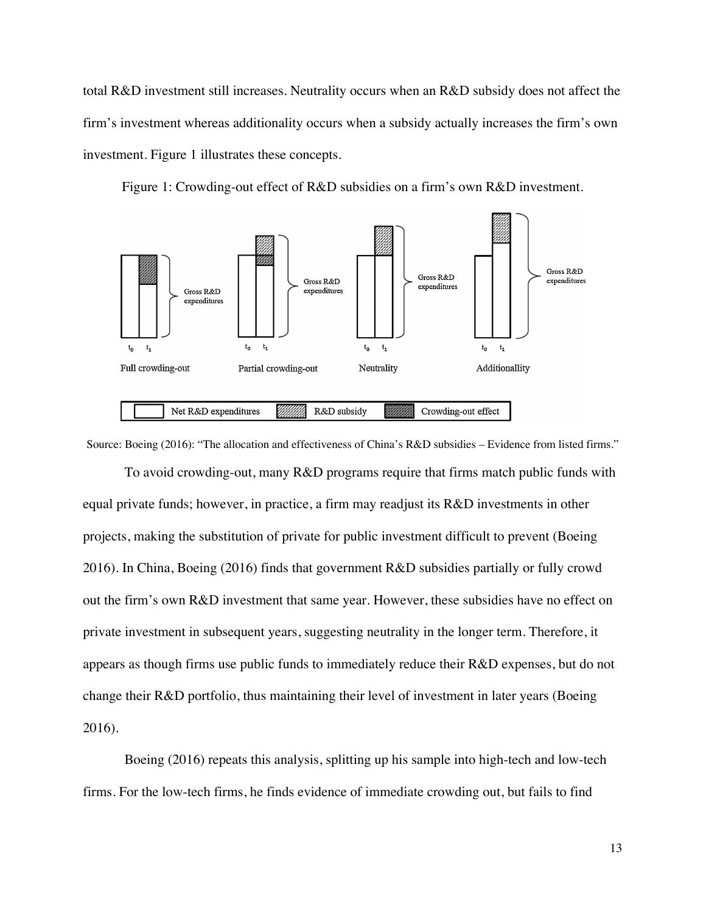total R&D investment still increases. Neutrality occurs when an R&D subsidy does not affect the firm's investment whereas additionality occurs when a subsidy actually increases the firm's own investment. Figure 1 illustrates these concepts.

Figure 1: Crowding-out effect of R&D subsidies on a firm's own R&D investment.

Source: Boeing (2016): "The allocation and effectiveness of China's R&D subsidies – Evidence from listed firms."

To avoid crowding-out, many R&D programs require that firms match public funds with equal private funds; however, in practice, a firm may readjust its R&D investments in other projects, making the substitution of private for public investment difficult to prevent (Boeing 2016). In China, Boeing (2016) finds that government R&D subsidies partially or fully crowd out the firm's own R&D investment that same year. However, these subsidies have no effect on private investment in subsequent years, suggesting neutrality in the longer term. Therefore, it appears as though firms use public funds to immediately reduce their R&D expenses, but do not change their R&D portfolio, thus maintaining their level of investment in later years (Boeing 2016).

Boeing (2016) repeats this analysis, splitting up his sample into high-tech and low-tech firms. For the low-tech firms, he finds evidence of immediate crowding out, but fails to find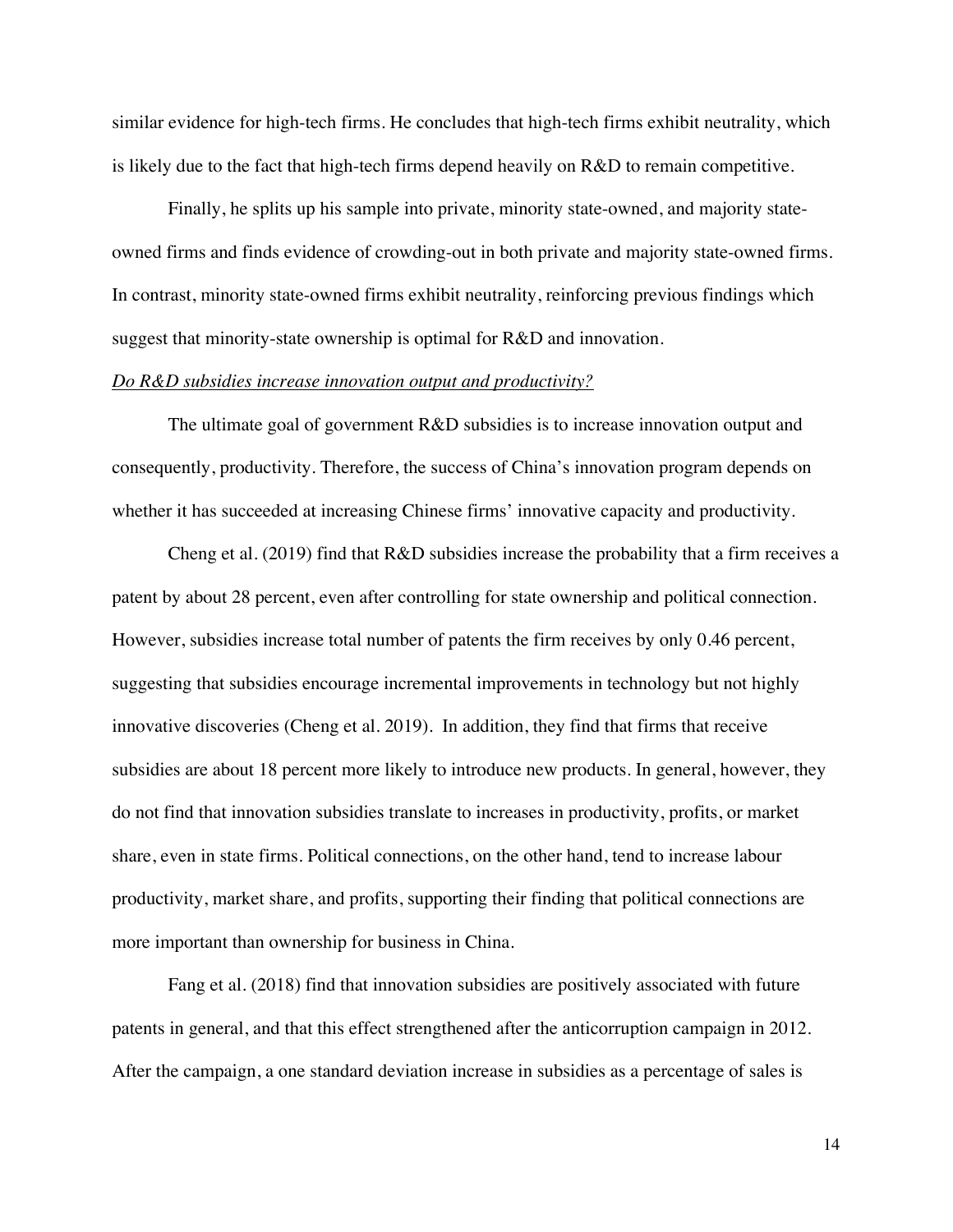similar evidence for high-tech firms. He concludes that high-tech firms exhibit neutrality, which is likely due to the fact that high-tech firms depend heavily on R&D to remain competitive.

Finally, he splits up his sample into private, minority state-owned, and majority state-owned firms and finds evidence of crowding-out in both private and majority state-owned firms. In contrast, minority state-owned firms exhibit neutrality, reinforcing previous findings which suggest that minority-state ownership is optimal for R&D and innovation.

*Do R&D subsidies increase innovation output and productivity?*

The ultimate goal of government R&D subsidies is to increase innovation output and consequently, productivity. Therefore, the success of China's innovation program depends on whether it has succeeded at increasing Chinese firms' innovative capacity and productivity.

Cheng et al. (2019) find that R&D subsidies increase the probability that a firm receives a patent by about 28 percent, even after controlling for state ownership and political connection. However, subsidies increase total number of patents the firm receives by only 0.46 percent, suggesting that subsidies encourage incremental improvements in technology but not highly innovative discoveries (Cheng et al. 2019). In addition, they find that firms that receive subsidies are about 18 percent more likely to introduce new products. In general, however, they do not find that innovation subsidies translate to increases in productivity, profits, or market share, even in state firms. Political connections, on the other hand, tend to increase labour productivity, market share, and profits, supporting their finding that political connections are more important than ownership for business in China.

Fang et al. (2018) find that innovation subsidies are positively associated with future patents in general, and that this effect strengthened after the anticorruption campaign in 2012. After the campaign, a one standard deviation increase in subsidies as a percentage of sales is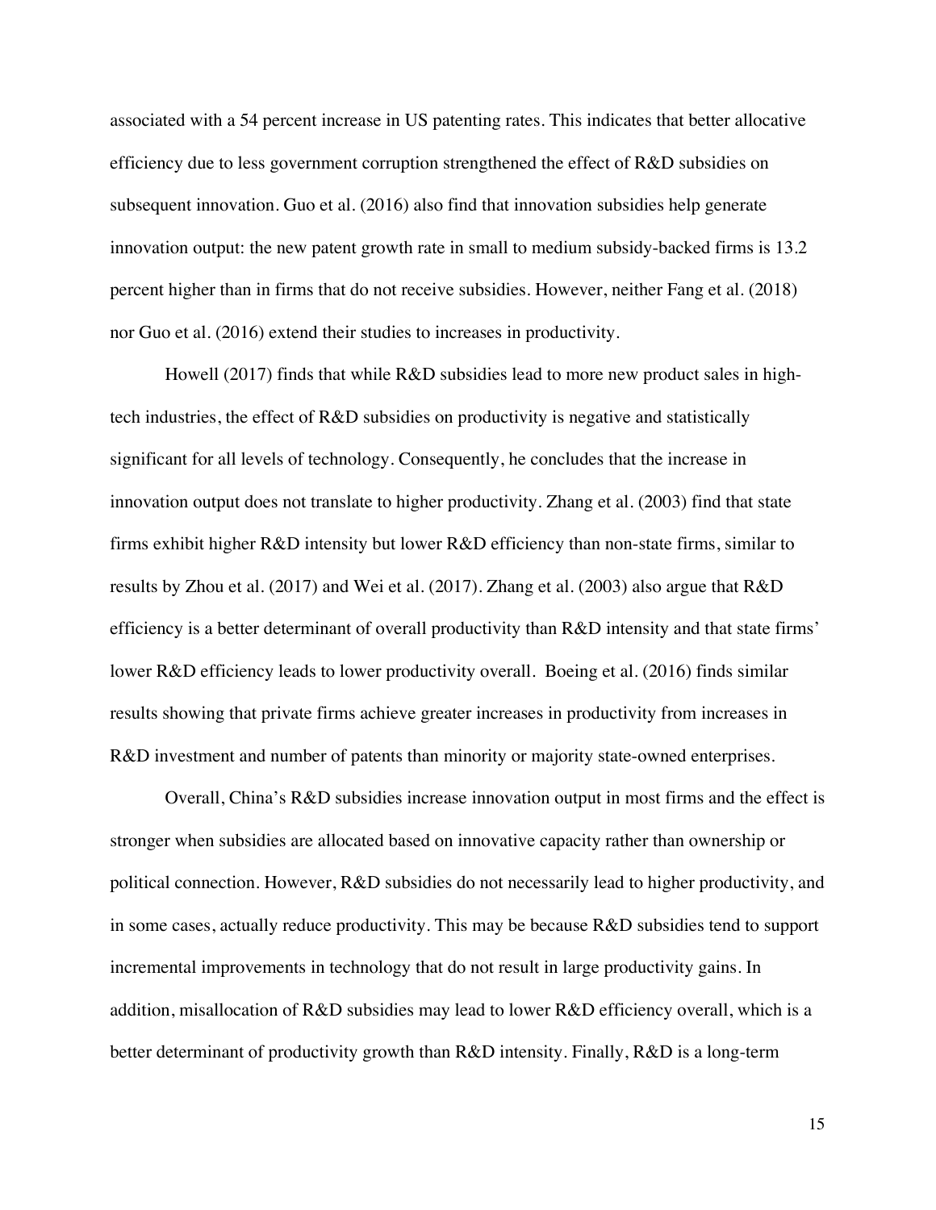associated with a 54 percent increase in US patenting rates. This indicates that better allocative efficiency due to less government corruption strengthened the effect of R&D subsidies on subsequent innovation. Guo et al. (2016) also find that innovation subsidies help generate innovation output: the new patent growth rate in small to medium subsidy-backed firms is 13.2 percent higher than in firms that do not receive subsidies. However, neither Fang et al. (2018) nor Guo et al. (2016) extend their studies to increases in productivity.

Howell (2017) finds that while R&D subsidies lead to more new product sales in high-tech industries, the effect of R&D subsidies on productivity is negative and statistically significant for all levels of technology. Consequently, he concludes that the increase in innovation output does not translate to higher productivity. Zhang et al. (2003) find that state firms exhibit higher R&D intensity but lower R&D efficiency than non-state firms, similar to results by Zhou et al. (2017) and Wei et al. (2017). Zhang et al. (2003) also argue that R&D efficiency is a better determinant of overall productivity than R&D intensity and that state firms' lower R&D efficiency leads to lower productivity overall. Boeing et al. (2016) finds similar results showing that private firms achieve greater increases in productivity from increases in R&D investment and number of patents than minority or majority state-owned enterprises.

Overall, China's R&D subsidies increase innovation output in most firms and the effect is stronger when subsidies are allocated based on innovative capacity rather than ownership or political connection. However, R&D subsidies do not necessarily lead to higher productivity, and in some cases, actually reduce productivity. This may be because R&D subsidies tend to support incremental improvements in technology that do not result in large productivity gains. In addition, misallocation of R&D subsidies may lead to lower R&D efficiency overall, which is a better determinant of productivity growth than R&D intensity. Finally, R&D is a long-term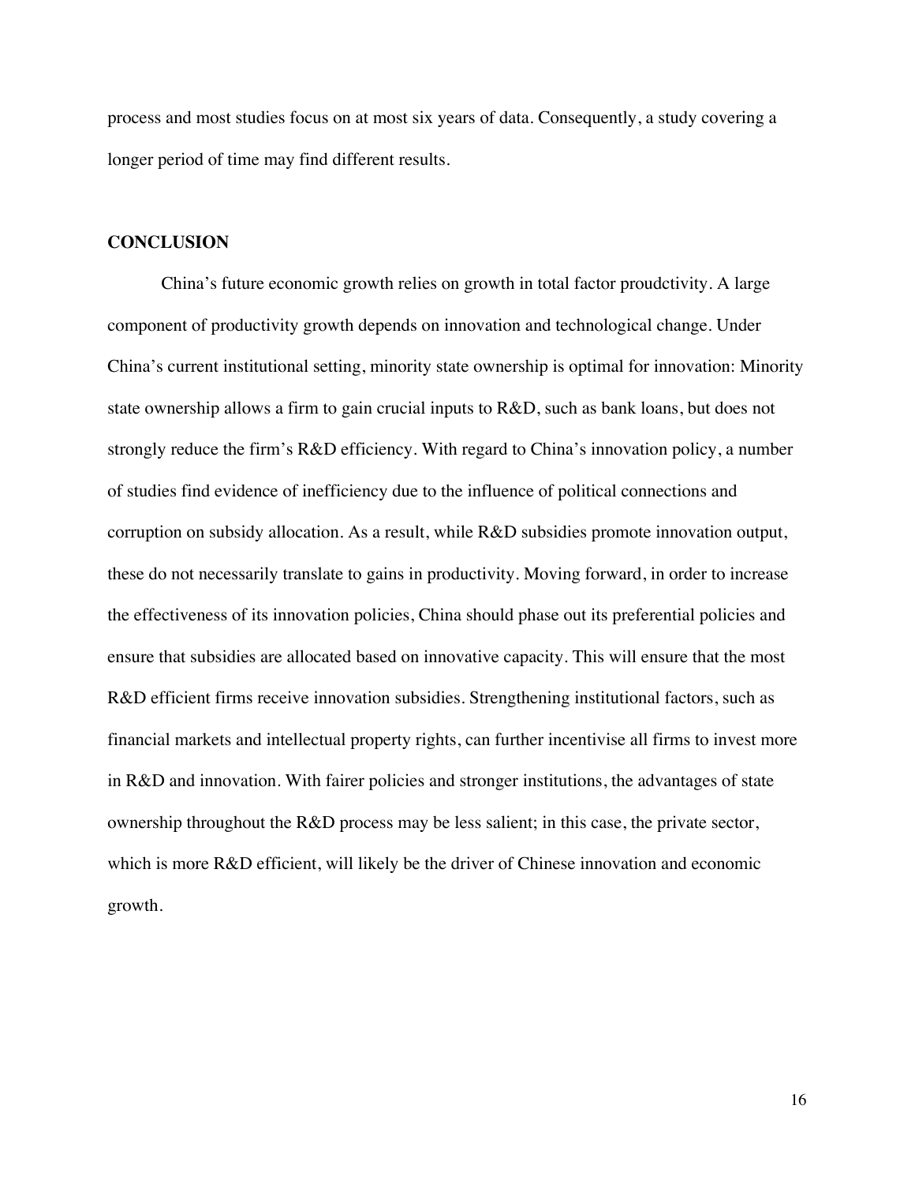process and most studies focus on at most six years of data. Consequently, a study covering a longer period of time may find different results.

## CONCLUSION

China's future economic growth relies on growth in total factor proudctivity. A large component of productivity growth depends on innovation and technological change. Under China's current institutional setting, minority state ownership is optimal for innovation: Minority state ownership allows a firm to gain crucial inputs to R&D, such as bank loans, but does not strongly reduce the firm's R&D efficiency. With regard to China's innovation policy, a number of studies find evidence of inefficiency due to the influence of political connections and corruption on subsidy allocation. As a result, while R&D subsidies promote innovation output, these do not necessarily translate to gains in productivity. Moving forward, in order to increase the effectiveness of its innovation policies, China should phase out its preferential policies and ensure that subsidies are allocated based on innovative capacity. This will ensure that the most R&D efficient firms receive innovation subsidies. Strengthening institutional factors, such as financial markets and intellectual property rights, can further incentivise all firms to invest more in R&D and innovation. With fairer policies and stronger institutions, the advantages of state ownership throughout the R&D process may be less salient; in this case, the private sector, which is more R&D efficient, will likely be the driver of Chinese innovation and economic growth.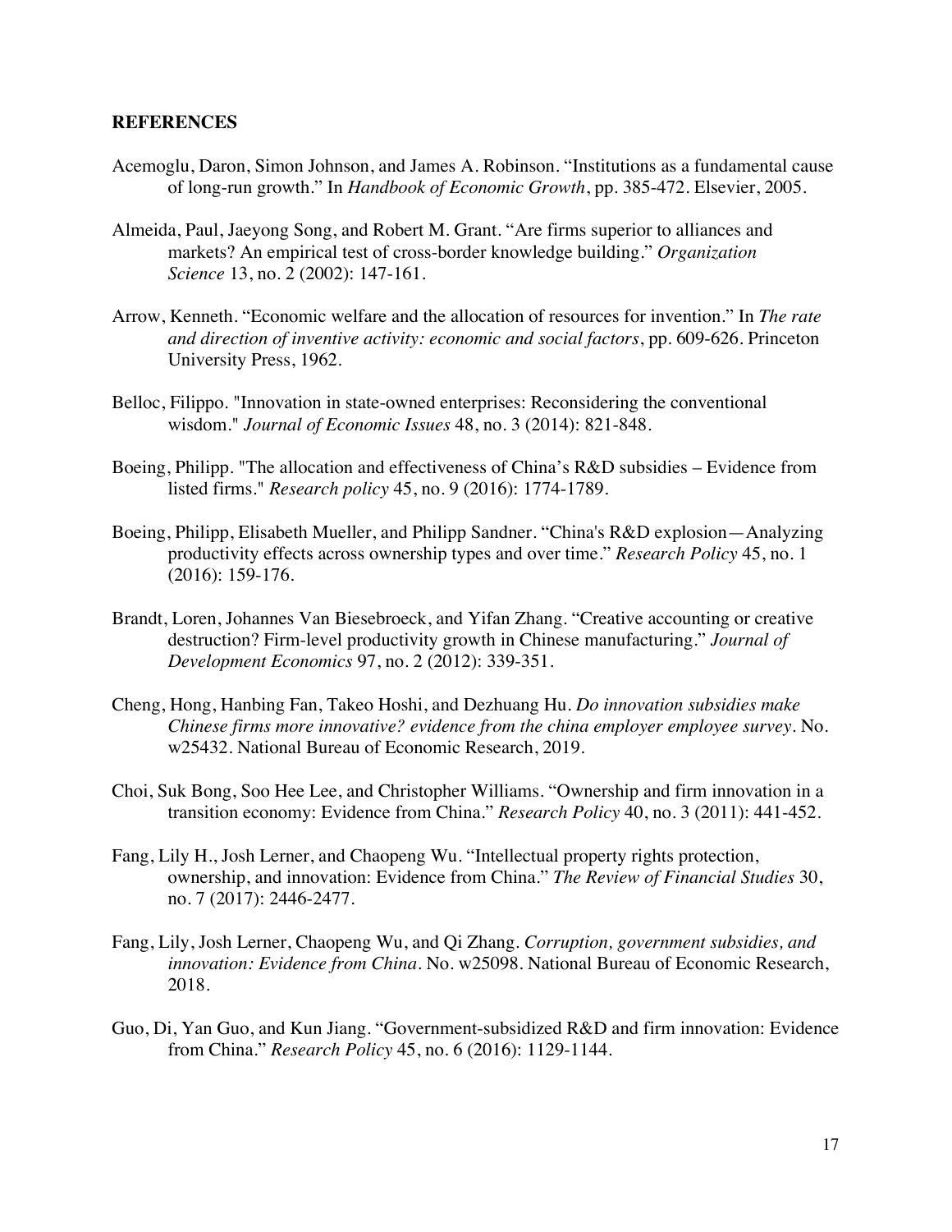## REFERENCES

Acemoglu, Daron, Simon Johnson, and James A. Robinson. "Institutions as a fundamental cause of long-run growth." In *Handbook of Economic Growth*, pp. 385-472. Elsevier, 2005.

Almeida, Paul, Jaeyong Song, and Robert M. Grant. "Are firms superior to alliances and markets? An empirical test of cross-border knowledge building." *Organization Science* 13, no. 2 (2002): 147-161.

Arrow, Kenneth. "Economic welfare and the allocation of resources for invention." In *The rate and direction of inventive activity: economic and social factors*, pp. 609-626. Princeton University Press, 1962.

Belloc, Filippo. "Innovation in state-owned enterprises: Reconsidering the conventional wisdom." *Journal of Economic Issues* 48, no. 3 (2014): 821-848.

Boeing, Philipp. "The allocation and effectiveness of China's R&D subsidies – Evidence from listed firms." *Research policy* 45, no. 9 (2016): 1774-1789.

Boeing, Philipp, Elisabeth Mueller, and Philipp Sandner. "China's R&D explosion—Analyzing productivity effects across ownership types and over time." *Research Policy* 45, no. 1 (2016): 159-176.

Brandt, Loren, Johannes Van Biesebroeck, and Yifan Zhang. "Creative accounting or creative destruction? Firm-level productivity growth in Chinese manufacturing." *Journal of Development Economics* 97, no. 2 (2012): 339-351.

Cheng, Hong, Hanbing Fan, Takeo Hoshi, and Dezhuang Hu. *Do innovation subsidies make Chinese firms more innovative? evidence from the china employer employee survey*. No. w25432. National Bureau of Economic Research, 2019.

Choi, Suk Bong, Soo Hee Lee, and Christopher Williams. "Ownership and firm innovation in a transition economy: Evidence from China." *Research Policy* 40, no. 3 (2011): 441-452.

Fang, Lily H., Josh Lerner, and Chaopeng Wu. "Intellectual property rights protection, ownership, and innovation: Evidence from China." *The Review of Financial Studies* 30, no. 7 (2017): 2446-2477.

Fang, Lily, Josh Lerner, Chaopeng Wu, and Qi Zhang. *Corruption, government subsidies, and innovation: Evidence from China*. No. w25098. National Bureau of Economic Research, 2018.

Guo, Di, Yan Guo, and Kun Jiang. "Government-subsidized R&D and firm innovation: Evidence from China." *Research Policy* 45, no. 6 (2016): 1129-1144.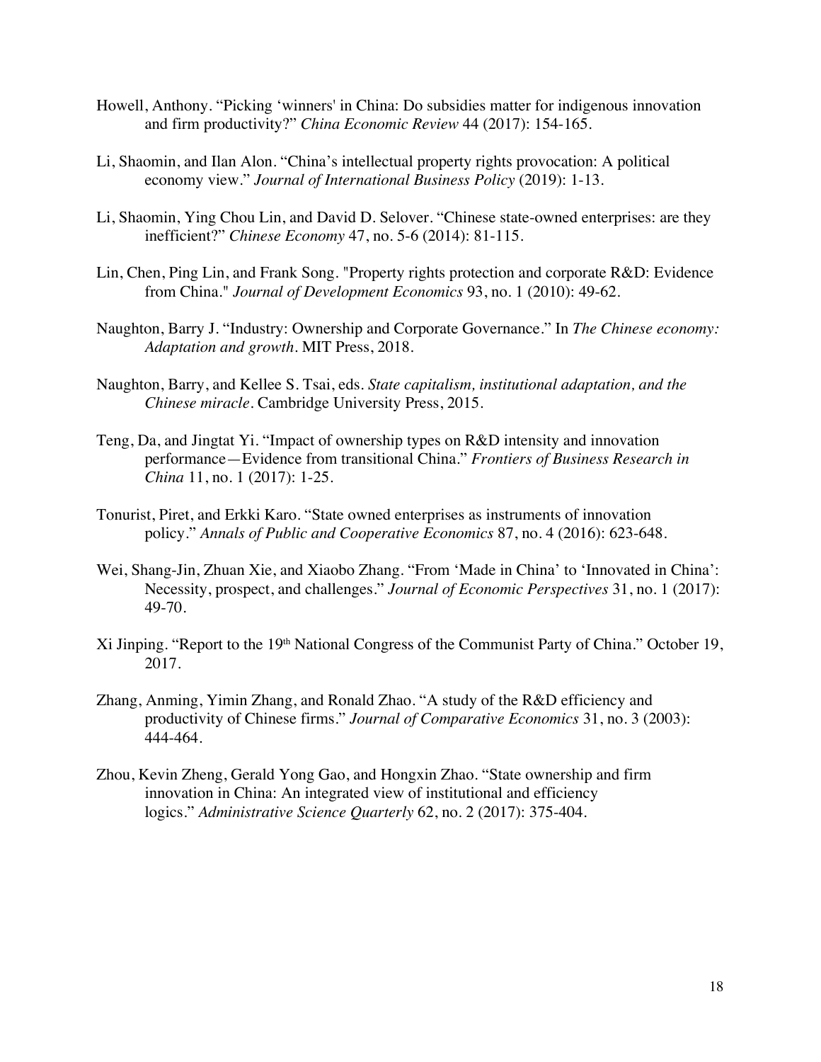Howell, Anthony. "Picking 'winners' in China: Do subsidies matter for indigenous innovation and firm productivity?" *China Economic Review* 44 (2017): 154-165.

Li, Shaomin, and Ilan Alon. "China's intellectual property rights provocation: A political economy view." *Journal of International Business Policy* (2019): 1-13.

Li, Shaomin, Ying Chou Lin, and David D. Selover. "Chinese state-owned enterprises: are they inefficient?" *Chinese Economy* 47, no. 5-6 (2014): 81-115.

Lin, Chen, Ping Lin, and Frank Song. "Property rights protection and corporate R&D: Evidence from China." *Journal of Development Economics* 93, no. 1 (2010): 49-62.

Naughton, Barry J. "Industry: Ownership and Corporate Governance." In *The Chinese economy: Adaptation and growth*. MIT Press, 2018.

Naughton, Barry, and Kellee S. Tsai, eds. *State capitalism, institutional adaptation, and the Chinese miracle*. Cambridge University Press, 2015.

Teng, Da, and Jingtat Yi. "Impact of ownership types on R&D intensity and innovation performance—Evidence from transitional China." *Frontiers of Business Research in China* 11, no. 1 (2017): 1-25.

Tonurist, Piret, and Erkki Karo. "State owned enterprises as instruments of innovation policy." *Annals of Public and Cooperative Economics* 87, no. 4 (2016): 623-648.

Wei, Shang-Jin, Zhuan Xie, and Xiaobo Zhang. "From 'Made in China' to 'Innovated in China': Necessity, prospect, and challenges." *Journal of Economic Perspectives* 31, no. 1 (2017): 49-70.

Xi Jinping. "Report to the 19th National Congress of the Communist Party of China." October 19, 2017.

Zhang, Anming, Yimin Zhang, and Ronald Zhao. "A study of the R&D efficiency and productivity of Chinese firms." *Journal of Comparative Economics* 31, no. 3 (2003): 444-464.

Zhou, Kevin Zheng, Gerald Yong Gao, and Hongxin Zhao. "State ownership and firm innovation in China: An integrated view of institutional and efficiency logics." *Administrative Science Quarterly* 62, no. 2 (2017): 375-404.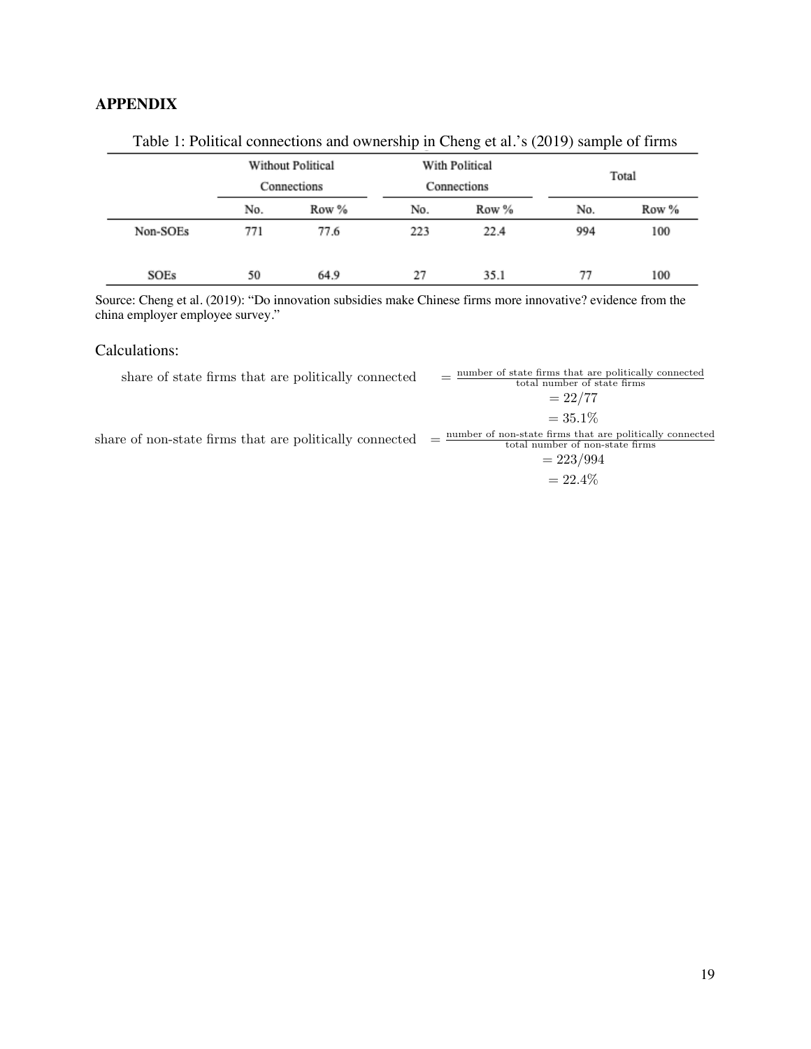**APPENDIX**

Table 1: Political connections and ownership in Cheng et al.'s (2019) sample of firms

| | Without Political Connections | | With Political Connections | | Total | |
|---|---|---|---|---|---|---|
| | No. | Row % | No. | Row % | No. | Row % |
| Non-SOEs | 771 | 77.6 | 223 | 22.4 | 994 | 100 |
| SOEs | 50 | 64.9 | 27 | 35.1 | 77 | 100 |

Source: Cheng et al. (2019): "Do innovation subsidies make Chinese firms more innovative? evidence from the china employer employee survey."

Calculations:

$$\begin{aligned}
\text{share of state firms that are politically connected} &= \frac{\text{number of state firms that are politically connected}}{\text{total number of state firms}} \\
&= 22/77 \\
&= 35.1\% \\
\text{share of non-state firms that are politically connected} &= \frac{\text{number of non-state firms that are politically connected}}{\text{total number of non-state firms}} \\
&= 223/994 \\
&= 22.4\%
\end{aligned}$$